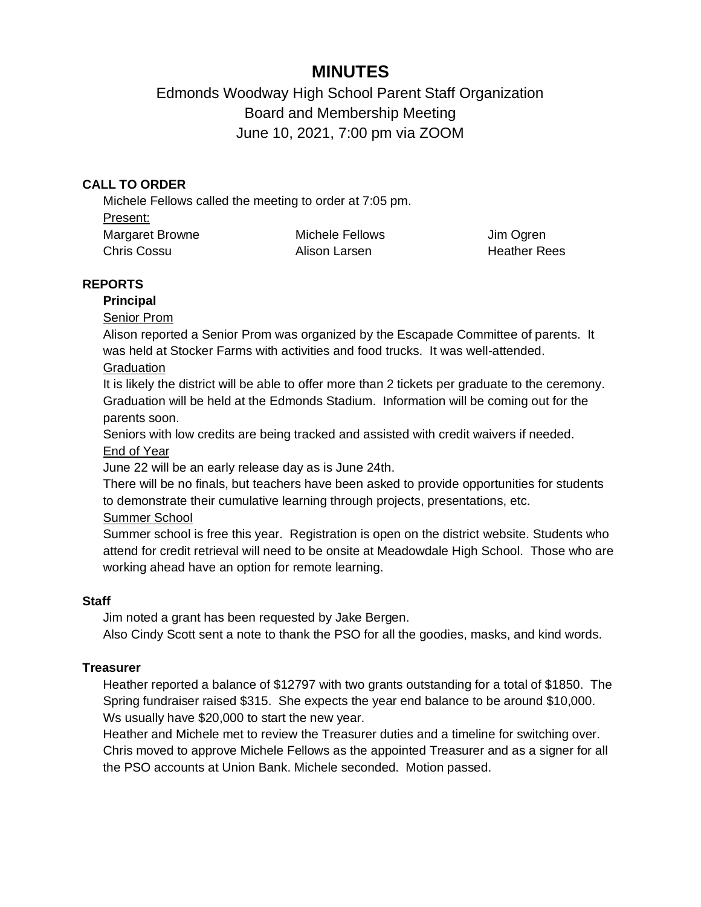# MINUTES

## Edmonds Woodway High School Parent Staff Organization
## Board and Membership Meeting
## June 10, 2021, 7:00 pm via ZOOM

### CALL TO ORDER

Michele Fellows called the meeting to order at 7:05 pm.

Present:

| | | |
|---|---|---|
| Margaret Browne | Michele Fellows | Jim Ogren |
| Chris Cossu | Alison Larsen | Heather Rees |

### REPORTS

**Principal**

Senior Prom

Alison reported a Senior Prom was organized by the Escapade Committee of parents. It was held at Stocker Farms with activities and food trucks. It was well-attended.

Graduation

It is likely the district will be able to offer more than 2 tickets per graduate to the ceremony. Graduation will be held at the Edmonds Stadium. Information will be coming out for the parents soon.

Seniors with low credits are being tracked and assisted with credit waivers if needed.

End of Year

June 22 will be an early release day as is June 24th.

There will be no finals, but teachers have been asked to provide opportunities for students to demonstrate their cumulative learning through projects, presentations, etc.

Summer School

Summer school is free this year. Registration is open on the district website. Students who attend for credit retrieval will need to be onsite at Meadowdale High School. Those who are working ahead have an option for remote learning.

**Staff**

Jim noted a grant has been requested by Jake Bergen.

Also Cindy Scott sent a note to thank the PSO for all the goodies, masks, and kind words.

**Treasurer**

Heather reported a balance of $12797 with two grants outstanding for a total of $1850. The Spring fundraiser raised $315. She expects the year end balance to be around $10,000. Ws usually have $20,000 to start the new year.

Heather and Michele met to review the Treasurer duties and a timeline for switching over. Chris moved to approve Michele Fellows as the appointed Treasurer and as a signer for all the PSO accounts at Union Bank. Michele seconded. Motion passed.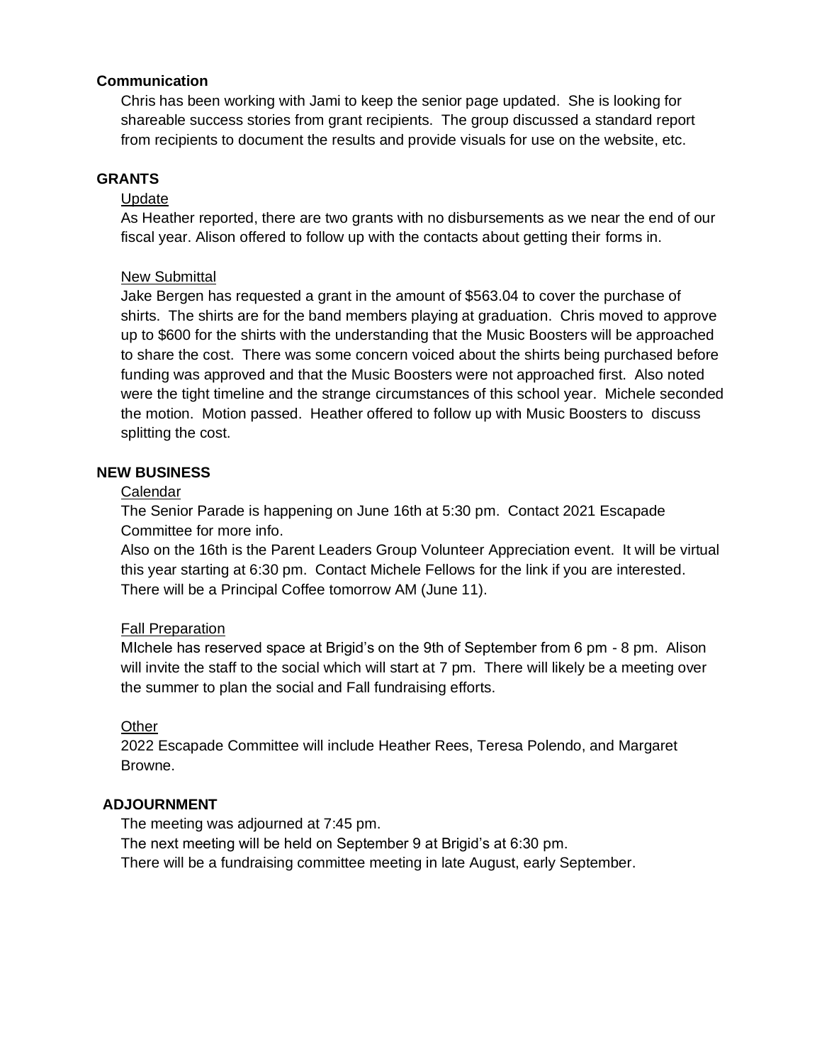**Communication**

Chris has been working with Jami to keep the senior page updated. She is looking for shareable success stories from grant recipients. The group discussed a standard report from recipients to document the results and provide visuals for use on the website, etc.

**GRANTS**

Update

As Heather reported, there are two grants with no disbursements as we near the end of our fiscal year. Alison offered to follow up with the contacts about getting their forms in.

New Submittal

Jake Bergen has requested a grant in the amount of $563.04 to cover the purchase of shirts. The shirts are for the band members playing at graduation. Chris moved to approve up to $600 for the shirts with the understanding that the Music Boosters will be approached to share the cost. There was some concern voiced about the shirts being purchased before funding was approved and that the Music Boosters were not approached first. Also noted were the tight timeline and the strange circumstances of this school year. Michele seconded the motion. Motion passed. Heather offered to follow up with Music Boosters to discuss splitting the cost.

**NEW BUSINESS**

Calendar

The Senior Parade is happening on June 16th at 5:30 pm. Contact 2021 Escapade Committee for more info.

Also on the 16th is the Parent Leaders Group Volunteer Appreciation event. It will be virtual this year starting at 6:30 pm. Contact Michele Fellows for the link if you are interested.

There will be a Principal Coffee tomorrow AM (June 11).

Fall Preparation

MIchele has reserved space at Brigid's on the 9th of September from 6 pm - 8 pm. Alison will invite the staff to the social which will start at 7 pm. There will likely be a meeting over the summer to plan the social and Fall fundraising efforts.

Other

2022 Escapade Committee will include Heather Rees, Teresa Polendo, and Margaret Browne.

**ADJOURNMENT**

The meeting was adjourned at 7:45 pm.

The next meeting will be held on September 9 at Brigid's at 6:30 pm.

There will be a fundraising committee meeting in late August, early September.